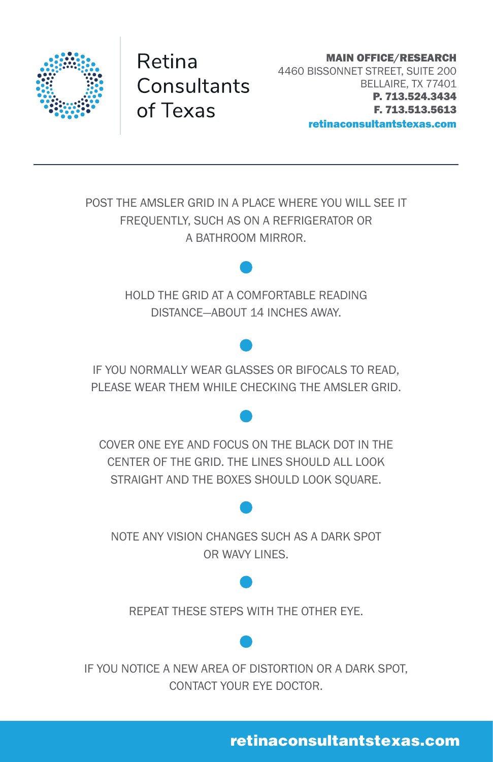# Retina Consultants of Texas

**MAIN OFFICE/RESEARCH**
4460 BISSONNET STREET, SUITE 200
BELLAIRE, TX 77401
**P. 713.524.3434**
**F. 713.513.5613**
**retinaconsultantstexas.com**

---

POST THE AMSLER GRID IN A PLACE WHERE YOU WILL SEE IT FREQUENTLY, SUCH AS ON A REFRIGERATOR OR A BATHROOM MIRROR.

HOLD THE GRID AT A COMFORTABLE READING DISTANCE—ABOUT 14 INCHES AWAY.

IF YOU NORMALLY WEAR GLASSES OR BIFOCALS TO READ, PLEASE WEAR THEM WHILE CHECKING THE AMSLER GRID.

COVER ONE EYE AND FOCUS ON THE BLACK DOT IN THE CENTER OF THE GRID. THE LINES SHOULD ALL LOOK STRAIGHT AND THE BOXES SHOULD LOOK SQUARE.

NOTE ANY VISION CHANGES SUCH AS A DARK SPOT OR WAVY LINES.

REPEAT THESE STEPS WITH THE OTHER EYE.

IF YOU NOTICE A NEW AREA OF DISTORTION OR A DARK SPOT, CONTACT YOUR EYE DOCTOR.

**retinaconsultantstexas.com**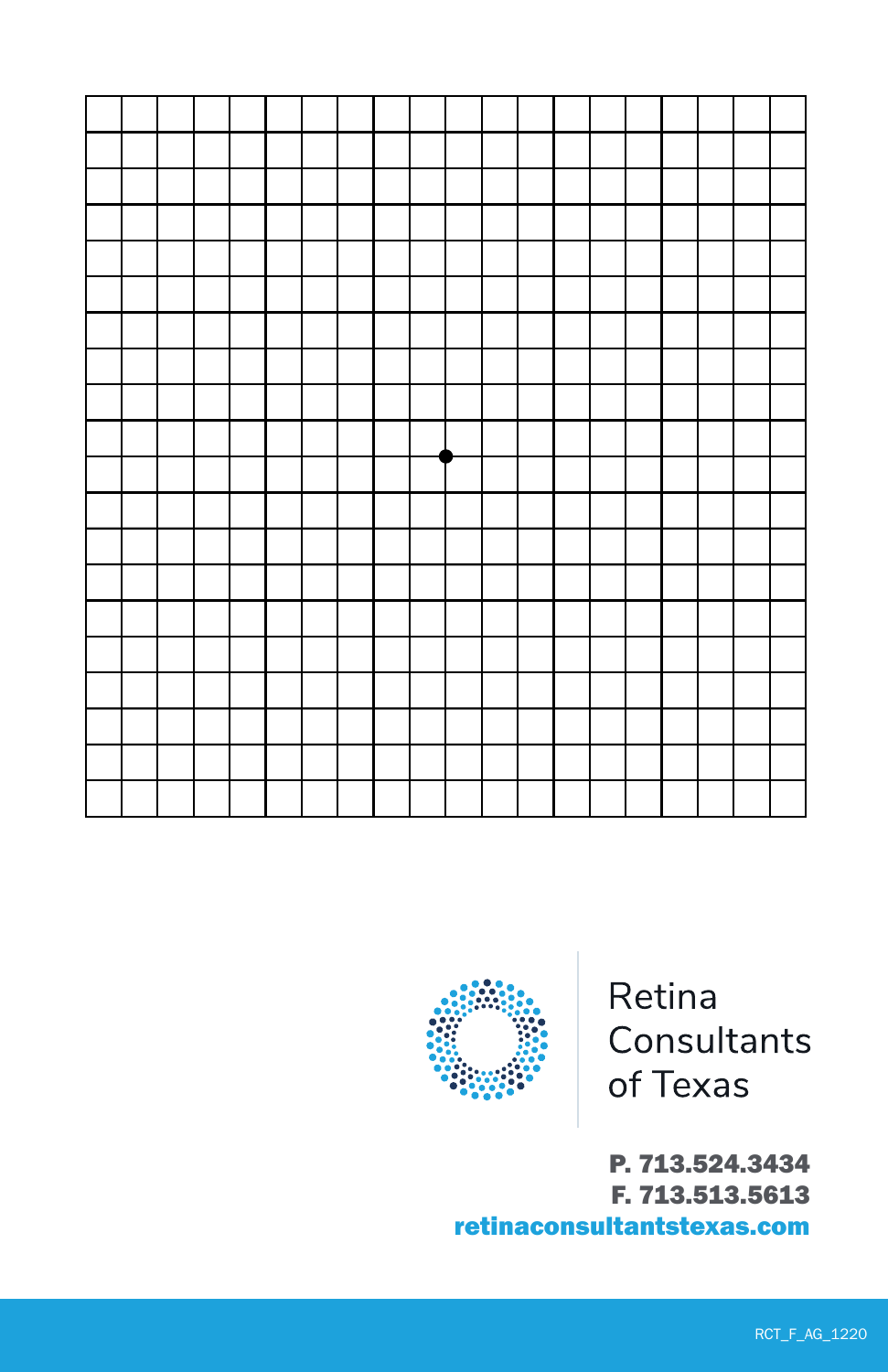Retina Consultants of Texas

**P. 713.524.3434**
**F. 713.513.5613**
**retinaconsultantstexas.com**

RCT_F_AG_1220